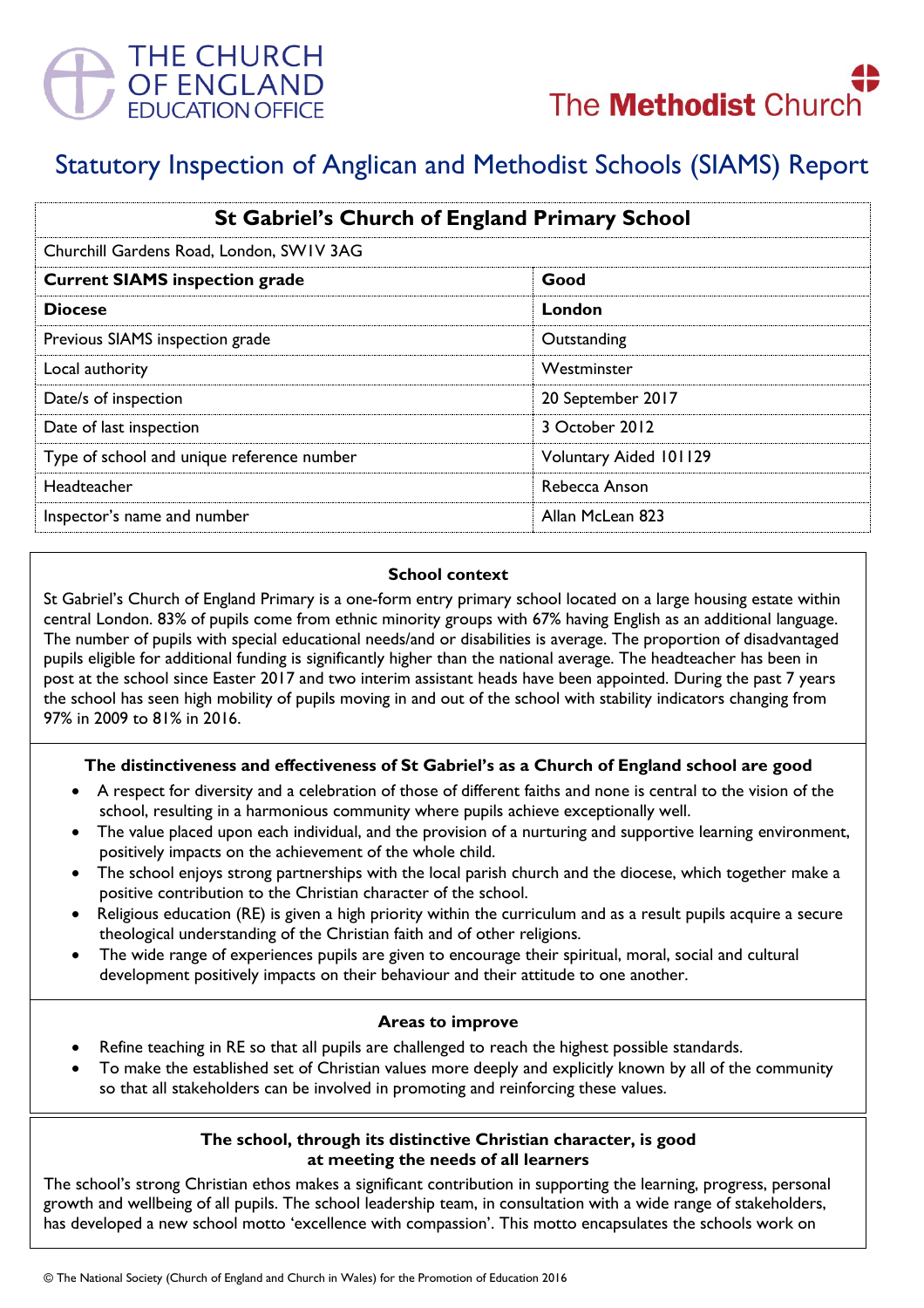THE CHURCH OF ENGLAND EDUCATION OFFICE

The Methodist Church

# Statutory Inspection of Anglican and Methodist Schools (SIAMS) Report

| St Gabriel's Church of England Primary School | |
|---|---|
| Churchill Gardens Road, London, SW1V 3AG | |
| **Current SIAMS inspection grade** | **Good** |
| **Diocese** | **London** |
| Previous SIAMS inspection grade | Outstanding |
| Local authority | Westminster |
| Date/s of inspection | 20 September 2017 |
| Date of last inspection | 3 October 2012 |
| Type of school and unique reference number | Voluntary Aided 101129 |
| Headteacher | Rebecca Anson |
| Inspector's name and number | Allan McLean 823 |

### School context

St Gabriel's Church of England Primary is a one-form entry primary school located on a large housing estate within central London. 83% of pupils come from ethnic minority groups with 67% having English as an additional language. The number of pupils with special educational needs/and or disabilities is average. The proportion of disadvantaged pupils eligible for additional funding is significantly higher than the national average. The headteacher has been in post at the school since Easter 2017 and two interim assistant heads have been appointed. During the past 7 years the school has seen high mobility of pupils moving in and out of the school with stability indicators changing from 97% in 2009 to 81% in 2016.

### The distinctiveness and effectiveness of St Gabriel's as a Church of England school are good

- A respect for diversity and a celebration of those of different faiths and none is central to the vision of the school, resulting in a harmonious community where pupils achieve exceptionally well.
- The value placed upon each individual, and the provision of a nurturing and supportive learning environment, positively impacts on the achievement of the whole child.
- The school enjoys strong partnerships with the local parish church and the diocese, which together make a positive contribution to the Christian character of the school.
- Religious education (RE) is given a high priority within the curriculum and as a result pupils acquire a secure theological understanding of the Christian faith and of other religions.
- The wide range of experiences pupils are given to encourage their spiritual, moral, social and cultural development positively impacts on their behaviour and their attitude to one another.

### Areas to improve

- Refine teaching in RE so that all pupils are challenged to reach the highest possible standards.
- To make the established set of Christian values more deeply and explicitly known by all of the community so that all stakeholders can be involved in promoting and reinforcing these values.

### The school, through its distinctive Christian character, is good at meeting the needs of all learners

The school's strong Christian ethos makes a significant contribution in supporting the learning, progress, personal growth and wellbeing of all pupils. The school leadership team, in consultation with a wide range of stakeholders, has developed a new school motto 'excellence with compassion'. This motto encapsulates the schools work on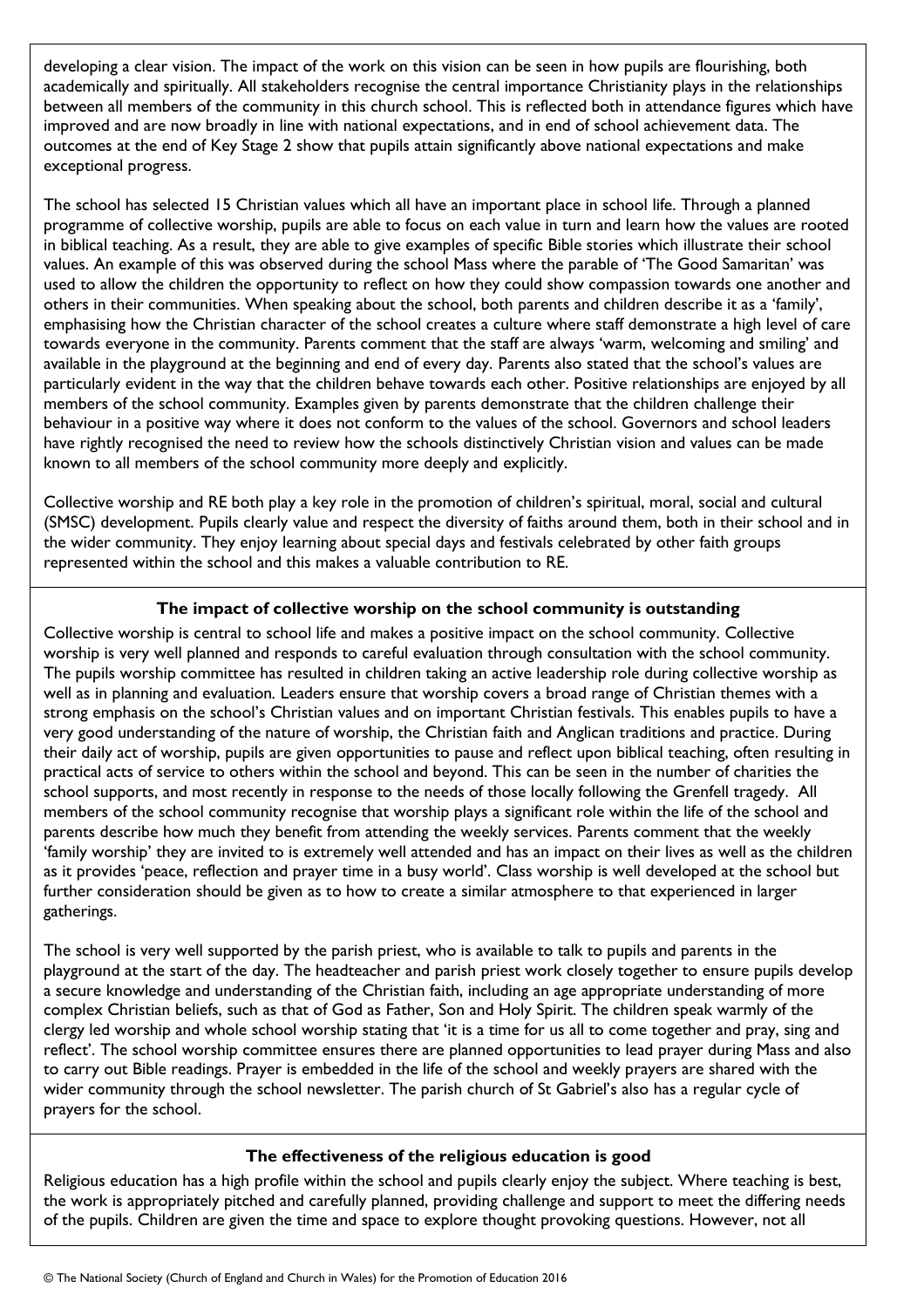developing a clear vision. The impact of the work on this vision can be seen in how pupils are flourishing, both academically and spiritually. All stakeholders recognise the central importance Christianity plays in the relationships between all members of the community in this church school. This is reflected both in attendance figures which have improved and are now broadly in line with national expectations, and in end of school achievement data. The outcomes at the end of Key Stage 2 show that pupils attain significantly above national expectations and make exceptional progress.

The school has selected 15 Christian values which all have an important place in school life. Through a planned programme of collective worship, pupils are able to focus on each value in turn and learn how the values are rooted in biblical teaching. As a result, they are able to give examples of specific Bible stories which illustrate their school values. An example of this was observed during the school Mass where the parable of 'The Good Samaritan' was used to allow the children the opportunity to reflect on how they could show compassion towards one another and others in their communities. When speaking about the school, both parents and children describe it as a 'family', emphasising how the Christian character of the school creates a culture where staff demonstrate a high level of care towards everyone in the community. Parents comment that the staff are always 'warm, welcoming and smiling' and available in the playground at the beginning and end of every day. Parents also stated that the school's values are particularly evident in the way that the children behave towards each other. Positive relationships are enjoyed by all members of the school community. Examples given by parents demonstrate that the children challenge their behaviour in a positive way where it does not conform to the values of the school. Governors and school leaders have rightly recognised the need to review how the schools distinctively Christian vision and values can be made known to all members of the school community more deeply and explicitly.

Collective worship and RE both play a key role in the promotion of children's spiritual, moral, social and cultural (SMSC) development. Pupils clearly value and respect the diversity of faiths around them, both in their school and in the wider community. They enjoy learning about special days and festivals celebrated by other faith groups represented within the school and this makes a valuable contribution to RE.

**The impact of collective worship on the school community is outstanding**

Collective worship is central to school life and makes a positive impact on the school community. Collective worship is very well planned and responds to careful evaluation through consultation with the school community. The pupils worship committee has resulted in children taking an active leadership role during collective worship as well as in planning and evaluation. Leaders ensure that worship covers a broad range of Christian themes with a strong emphasis on the school's Christian values and on important Christian festivals. This enables pupils to have a very good understanding of the nature of worship, the Christian faith and Anglican traditions and practice. During their daily act of worship, pupils are given opportunities to pause and reflect upon biblical teaching, often resulting in practical acts of service to others within the school and beyond. This can be seen in the number of charities the school supports, and most recently in response to the needs of those locally following the Grenfell tragedy. All members of the school community recognise that worship plays a significant role within the life of the school and parents describe how much they benefit from attending the weekly services. Parents comment that the weekly 'family worship' they are invited to is extremely well attended and has an impact on their lives as well as the children as it provides 'peace, reflection and prayer time in a busy world'. Class worship is well developed at the school but further consideration should be given as to how to create a similar atmosphere to that experienced in larger gatherings.

The school is very well supported by the parish priest, who is available to talk to pupils and parents in the playground at the start of the day. The headteacher and parish priest work closely together to ensure pupils develop a secure knowledge and understanding of the Christian faith, including an age appropriate understanding of more complex Christian beliefs, such as that of God as Father, Son and Holy Spirit. The children speak warmly of the clergy led worship and whole school worship stating that 'it is a time for us all to come together and pray, sing and reflect'. The school worship committee ensures there are planned opportunities to lead prayer during Mass and also to carry out Bible readings. Prayer is embedded in the life of the school and weekly prayers are shared with the wider community through the school newsletter. The parish church of St Gabriel's also has a regular cycle of prayers for the school.

**The effectiveness of the religious education is good**

Religious education has a high profile within the school and pupils clearly enjoy the subject. Where teaching is best, the work is appropriately pitched and carefully planned, providing challenge and support to meet the differing needs of the pupils. Children are given the time and space to explore thought provoking questions. However, not all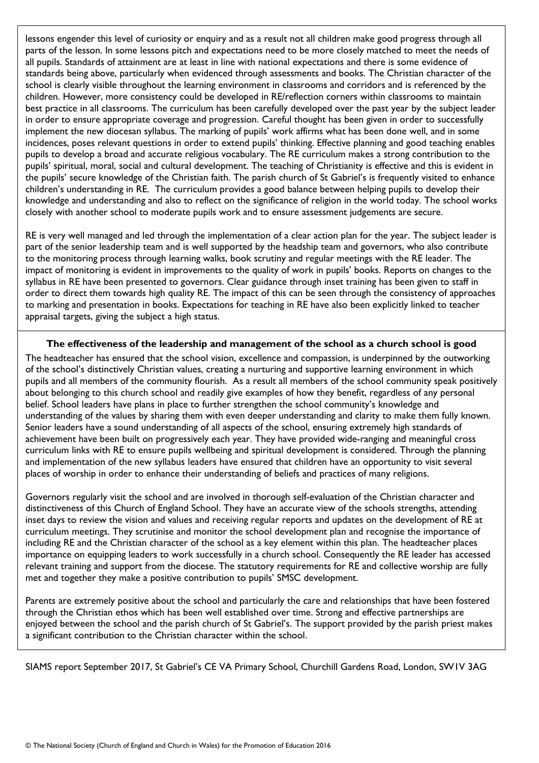lessons engender this level of curiosity or enquiry and as a result not all children make good progress through all parts of the lesson. In some lessons pitch and expectations need to be more closely matched to meet the needs of all pupils. Standards of attainment are at least in line with national expectations and there is some evidence of standards being above, particularly when evidenced through assessments and books. The Christian character of the school is clearly visible throughout the learning environment in classrooms and corridors and is referenced by the children. However, more consistency could be developed in RE/reflection corners within classrooms to maintain best practice in all classrooms. The curriculum has been carefully developed over the past year by the subject leader in order to ensure appropriate coverage and progression. Careful thought has been given in order to successfully implement the new diocesan syllabus. The marking of pupils' work affirms what has been done well, and in some incidences, poses relevant questions in order to extend pupils' thinking. Effective planning and good teaching enables pupils to develop a broad and accurate religious vocabulary. The RE curriculum makes a strong contribution to the pupils' spiritual, moral, social and cultural development. The teaching of Christianity is effective and this is evident in the pupils' secure knowledge of the Christian faith. The parish church of St Gabriel's is frequently visited to enhance children's understanding in RE. The curriculum provides a good balance between helping pupils to develop their knowledge and understanding and also to reflect on the significance of religion in the world today. The school works closely with another school to moderate pupils work and to ensure assessment judgements are secure.

RE is very well managed and led through the implementation of a clear action plan for the year. The subject leader is part of the senior leadership team and is well supported by the headship team and governors, who also contribute to the monitoring process through learning walks, book scrutiny and regular meetings with the RE leader. The impact of monitoring is evident in improvements to the quality of work in pupils' books. Reports on changes to the syllabus in RE have been presented to governors. Clear guidance through inset training has been given to staff in order to direct them towards high quality RE. The impact of this can be seen through the consistency of approaches to marking and presentation in books. Expectations for teaching in RE have also been explicitly linked to teacher appraisal targets, giving the subject a high status.

**The effectiveness of the leadership and management of the school as a church school is good**

The headteacher has ensured that the school vision, excellence and compassion, is underpinned by the outworking of the school's distinctively Christian values, creating a nurturing and supportive learning environment in which pupils and all members of the community flourish. As a result all members of the school community speak positively about belonging to this church school and readily give examples of how they benefit, regardless of any personal belief. School leaders have plans in place to further strengthen the school community's knowledge and understanding of the values by sharing them with even deeper understanding and clarity to make them fully known. Senior leaders have a sound understanding of all aspects of the school, ensuring extremely high standards of achievement have been built on progressively each year. They have provided wide-ranging and meaningful cross curriculum links with RE to ensure pupils wellbeing and spiritual development is considered. Through the planning and implementation of the new syllabus leaders have ensured that children have an opportunity to visit several places of worship in order to enhance their understanding of beliefs and practices of many religions.

Governors regularly visit the school and are involved in thorough self-evaluation of the Christian character and distinctiveness of this Church of England School. They have an accurate view of the schools strengths, attending inset days to review the vision and values and receiving regular reports and updates on the development of RE at curriculum meetings. They scrutinise and monitor the school development plan and recognise the importance of including RE and the Christian character of the school as a key element within this plan. The headteacher places importance on equipping leaders to work successfully in a church school. Consequently the RE leader has accessed relevant training and support from the diocese. The statutory requirements for RE and collective worship are fully met and together they make a positive contribution to pupils' SMSC development.

Parents are extremely positive about the school and particularly the care and relationships that have been fostered through the Christian ethos which has been well established over time. Strong and effective partnerships are enjoyed between the school and the parish church of St Gabriel's. The support provided by the parish priest makes a significant contribution to the Christian character within the school.

SIAMS report September 2017, St Gabriel's CE VA Primary School, Churchill Gardens Road, London, SW1V 3AG

© The National Society (Church of England and Church in Wales) for the Promotion of Education 2016